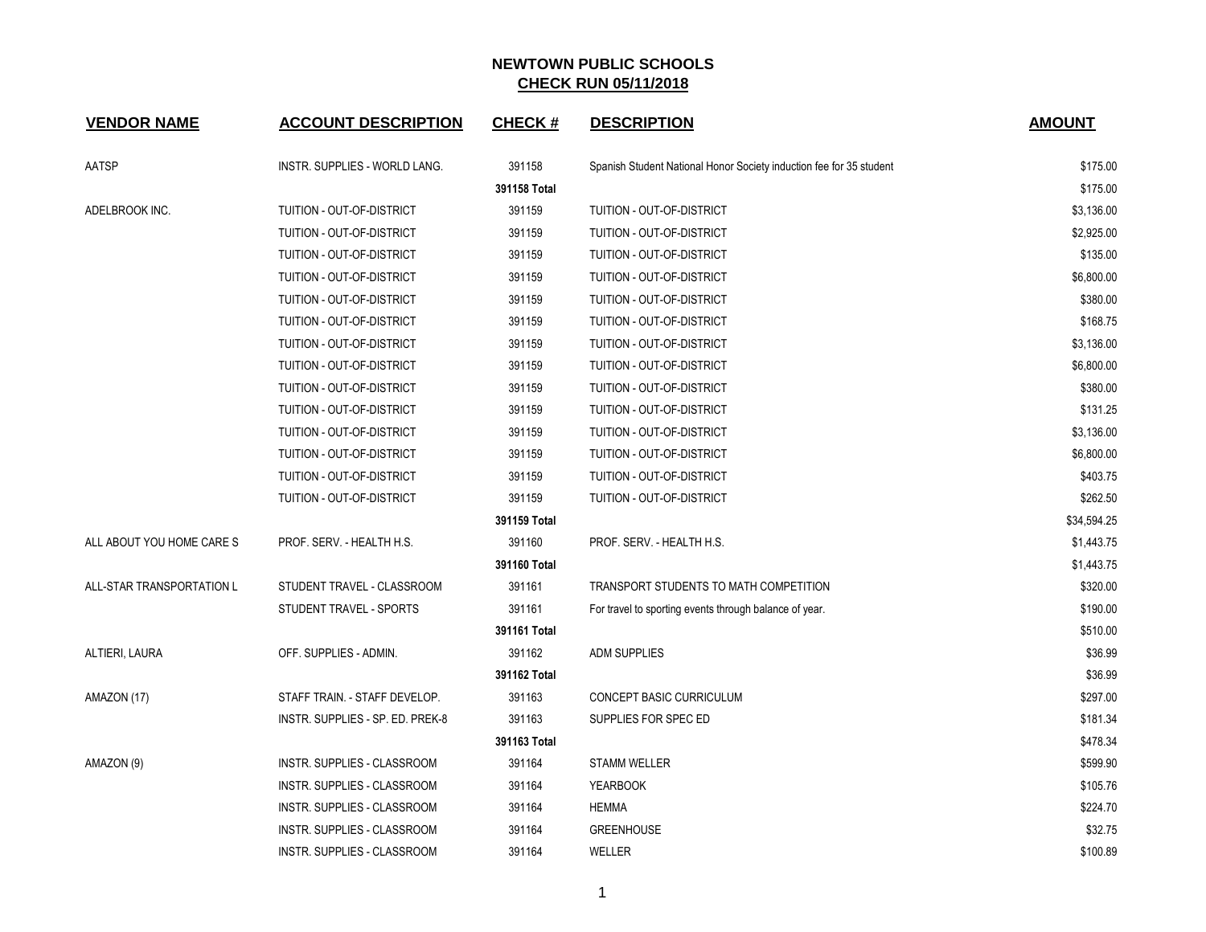# NEWTOWN PUBLIC SCHOOLS
## CHECK RUN 05/11/2018

| VENDOR NAME | ACCOUNT DESCRIPTION | CHECK # | DESCRIPTION | AMOUNT |
|---|---|---|---|---|
| AATSP | INSTR. SUPPLIES - WORLD LANG. | 391158 | Spanish Student National Honor Society induction fee for 35 student | $175.00 |
| | | 391158 Total | | $175.00 |
| ADELBROOK INC. | TUITION - OUT-OF-DISTRICT | 391159 | TUITION - OUT-OF-DISTRICT | $3,136.00 |
| | TUITION - OUT-OF-DISTRICT | 391159 | TUITION - OUT-OF-DISTRICT | $2,925.00 |
| | TUITION - OUT-OF-DISTRICT | 391159 | TUITION - OUT-OF-DISTRICT | $135.00 |
| | TUITION - OUT-OF-DISTRICT | 391159 | TUITION - OUT-OF-DISTRICT | $6,800.00 |
| | TUITION - OUT-OF-DISTRICT | 391159 | TUITION - OUT-OF-DISTRICT | $380.00 |
| | TUITION - OUT-OF-DISTRICT | 391159 | TUITION - OUT-OF-DISTRICT | $168.75 |
| | TUITION - OUT-OF-DISTRICT | 391159 | TUITION - OUT-OF-DISTRICT | $3,136.00 |
| | TUITION - OUT-OF-DISTRICT | 391159 | TUITION - OUT-OF-DISTRICT | $6,800.00 |
| | TUITION - OUT-OF-DISTRICT | 391159 | TUITION - OUT-OF-DISTRICT | $380.00 |
| | TUITION - OUT-OF-DISTRICT | 391159 | TUITION - OUT-OF-DISTRICT | $131.25 |
| | TUITION - OUT-OF-DISTRICT | 391159 | TUITION - OUT-OF-DISTRICT | $3,136.00 |
| | TUITION - OUT-OF-DISTRICT | 391159 | TUITION - OUT-OF-DISTRICT | $6,800.00 |
| | TUITION - OUT-OF-DISTRICT | 391159 | TUITION - OUT-OF-DISTRICT | $403.75 |
| | TUITION - OUT-OF-DISTRICT | 391159 | TUITION - OUT-OF-DISTRICT | $262.50 |
| | | 391159 Total | | $34,594.25 |
| ALL ABOUT YOU HOME CARE S | PROF. SERV. - HEALTH H.S. | 391160 | PROF. SERV. - HEALTH H.S. | $1,443.75 |
| | | 391160 Total | | $1,443.75 |
| ALL-STAR TRANSPORTATION L | STUDENT TRAVEL - CLASSROOM | 391161 | TRANSPORT STUDENTS TO MATH COMPETITION | $320.00 |
| | STUDENT TRAVEL - SPORTS | 391161 | For travel to sporting events through balance of year. | $190.00 |
| | | 391161 Total | | $510.00 |
| ALTIERI, LAURA | OFF. SUPPLIES - ADMIN. | 391162 | ADM SUPPLIES | $36.99 |
| | | 391162 Total | | $36.99 |
| AMAZON (17) | STAFF TRAIN. - STAFF DEVELOP. | 391163 | CONCEPT BASIC CURRICULUM | $297.00 |
| | INSTR. SUPPLIES - SP. ED. PREK-8 | 391163 | SUPPLIES FOR SPEC ED | $181.34 |
| | | 391163 Total | | $478.34 |
| AMAZON (9) | INSTR. SUPPLIES - CLASSROOM | 391164 | STAMM WELLER | $599.90 |
| | INSTR. SUPPLIES - CLASSROOM | 391164 | YEARBOOK | $105.76 |
| | INSTR. SUPPLIES - CLASSROOM | 391164 | HEMMA | $224.70 |
| | INSTR. SUPPLIES - CLASSROOM | 391164 | GREENHOUSE | $32.75 |
| | INSTR. SUPPLIES - CLASSROOM | 391164 | WELLER | $100.89 |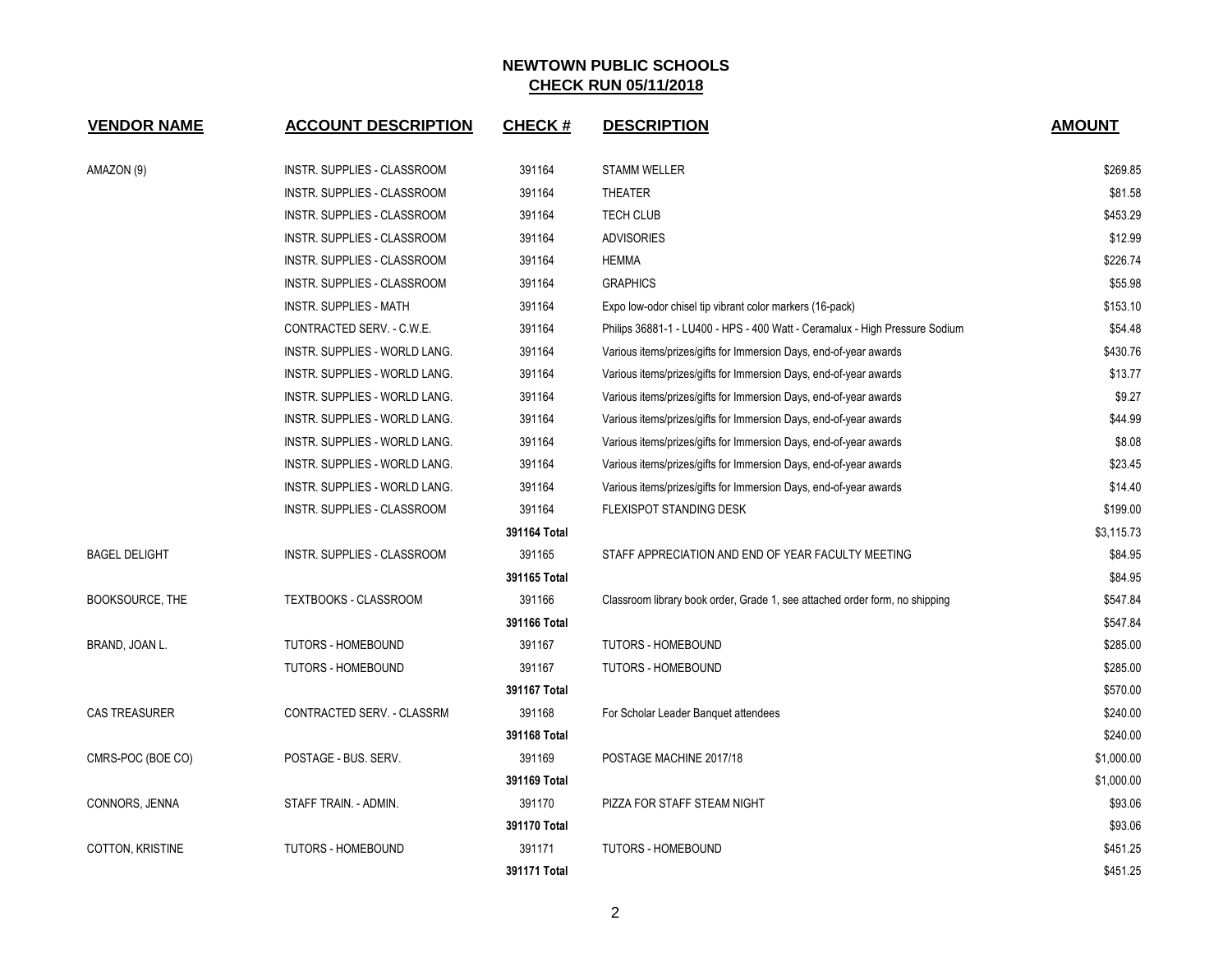# NEWTOWN PUBLIC SCHOOLS

## CHECK RUN 05/11/2018

| VENDOR NAME | ACCOUNT DESCRIPTION | CHECK # | DESCRIPTION | AMOUNT |
|---|---|---|---|---|
| AMAZON (9) | INSTR. SUPPLIES - CLASSROOM | 391164 | STAMM WELLER | $269.85 |
| | INSTR. SUPPLIES - CLASSROOM | 391164 | THEATER | $81.58 |
| | INSTR. SUPPLIES - CLASSROOM | 391164 | TECH CLUB | $453.29 |
| | INSTR. SUPPLIES - CLASSROOM | 391164 | ADVISORIES | $12.99 |
| | INSTR. SUPPLIES - CLASSROOM | 391164 | HEMMA | $226.74 |
| | INSTR. SUPPLIES - CLASSROOM | 391164 | GRAPHICS | $55.98 |
| | INSTR. SUPPLIES - MATH | 391164 | Expo low-odor chisel tip vibrant color markers (16-pack) | $153.10 |
| | CONTRACTED SERV. - C.W.E. | 391164 | Philips 36881-1 - LU400 - HPS - 400 Watt - Ceramalux - High Pressure Sodium | $54.48 |
| | INSTR. SUPPLIES - WORLD LANG. | 391164 | Various items/prizes/gifts for Immersion Days, end-of-year awards | $430.76 |
| | INSTR. SUPPLIES - WORLD LANG. | 391164 | Various items/prizes/gifts for Immersion Days, end-of-year awards | $13.77 |
| | INSTR. SUPPLIES - WORLD LANG. | 391164 | Various items/prizes/gifts for Immersion Days, end-of-year awards | $9.27 |
| | INSTR. SUPPLIES - WORLD LANG. | 391164 | Various items/prizes/gifts for Immersion Days, end-of-year awards | $44.99 |
| | INSTR. SUPPLIES - WORLD LANG. | 391164 | Various items/prizes/gifts for Immersion Days, end-of-year awards | $8.08 |
| | INSTR. SUPPLIES - WORLD LANG. | 391164 | Various items/prizes/gifts for Immersion Days, end-of-year awards | $23.45 |
| | INSTR. SUPPLIES - WORLD LANG. | 391164 | Various items/prizes/gifts for Immersion Days, end-of-year awards | $14.40 |
| | INSTR. SUPPLIES - CLASSROOM | 391164 | FLEXISPOT STANDING DESK | $199.00 |
| | | **391164 Total** | | $3,115.73 |
| BAGEL DELIGHT | INSTR. SUPPLIES - CLASSROOM | 391165 | STAFF APPRECIATION AND END OF YEAR FACULTY MEETING | $84.95 |
| | | **391165 Total** | | $84.95 |
| BOOKSOURCE, THE | TEXTBOOKS - CLASSROOM | 391166 | Classroom library book order, Grade 1, see attached order form, no shipping | $547.84 |
| | | **391166 Total** | | $547.84 |
| BRAND, JOAN L. | TUTORS - HOMEBOUND | 391167 | TUTORS - HOMEBOUND | $285.00 |
| | TUTORS - HOMEBOUND | 391167 | TUTORS - HOMEBOUND | $285.00 |
| | | **391167 Total** | | $570.00 |
| CAS TREASURER | CONTRACTED SERV. - CLASSRM | 391168 | For Scholar Leader Banquet attendees | $240.00 |
| | | **391168 Total** | | $240.00 |
| CMRS-POC (BOE CO) | POSTAGE - BUS. SERV. | 391169 | POSTAGE MACHINE 2017/18 | $1,000.00 |
| | | **391169 Total** | | $1,000.00 |
| CONNORS, JENNA | STAFF TRAIN. - ADMIN. | 391170 | PIZZA FOR STAFF STEAM NIGHT | $93.06 |
| | | **391170 Total** | | $93.06 |
| COTTON, KRISTINE | TUTORS - HOMEBOUND | 391171 | TUTORS - HOMEBOUND | $451.25 |
| | | **391171 Total** | | $451.25 |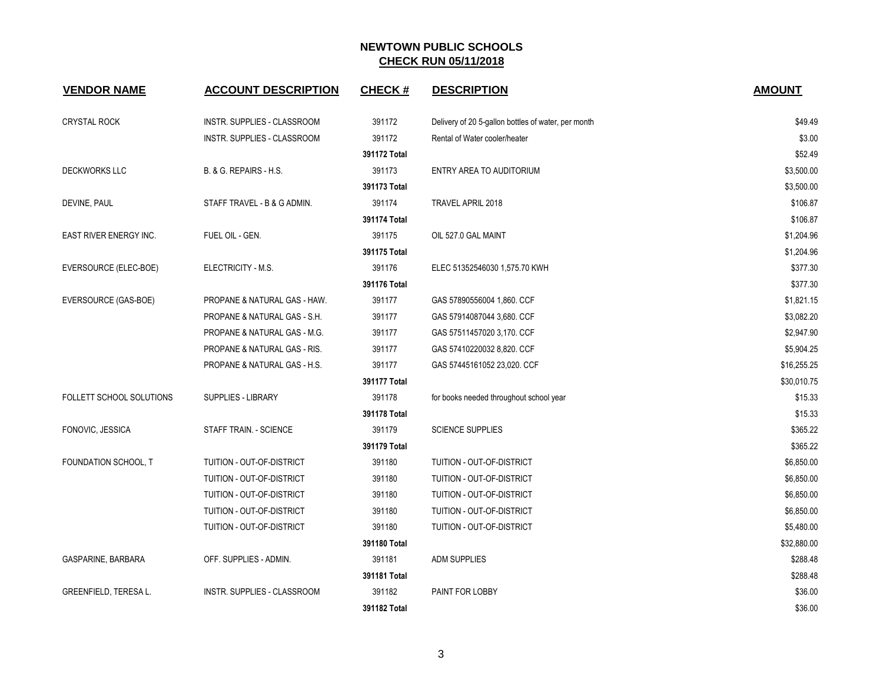## NEWTOWN PUBLIC SCHOOLS
## CHECK RUN 05/11/2018

| VENDOR NAME | ACCOUNT DESCRIPTION | CHECK # | DESCRIPTION | AMOUNT |
|---|---|---|---|---|
| CRYSTAL ROCK | INSTR. SUPPLIES - CLASSROOM | 391172 | Delivery of 20 5-gallon bottles of water, per month | $49.49 |
| | INSTR. SUPPLIES - CLASSROOM | 391172 | Rental of Water cooler/heater | $3.00 |
| | | **391172 Total** | | $52.49 |
| DECKWORKS LLC | B. & G. REPAIRS - H.S. | 391173 | ENTRY AREA TO AUDITORIUM | $3,500.00 |
| | | **391173 Total** | | $3,500.00 |
| DEVINE, PAUL | STAFF TRAVEL - B & G ADMIN. | 391174 | TRAVEL APRIL 2018 | $106.87 |
| | | **391174 Total** | | $106.87 |
| EAST RIVER ENERGY INC. | FUEL OIL - GEN. | 391175 | OIL 527.0 GAL MAINT | $1,204.96 |
| | | **391175 Total** | | $1,204.96 |
| EVERSOURCE (ELEC-BOE) | ELECTRICITY - M.S. | 391176 | ELEC 51352546030 1,575.70 KWH | $377.30 |
| | | **391176 Total** | | $377.30 |
| EVERSOURCE (GAS-BOE) | PROPANE & NATURAL GAS - HAW. | 391177 | GAS 57890556004 1,860. CCF | $1,821.15 |
| | PROPANE & NATURAL GAS - S.H. | 391177 | GAS 57914087044 3,680. CCF | $3,082.20 |
| | PROPANE & NATURAL GAS - M.G. | 391177 | GAS 57511457020 3,170. CCF | $2,947.90 |
| | PROPANE & NATURAL GAS - RIS. | 391177 | GAS 57410220032 8,820. CCF | $5,904.25 |
| | PROPANE & NATURAL GAS - H.S. | 391177 | GAS 57445161052 23,020. CCF | $16,255.25 |
| | | **391177 Total** | | $30,010.75 |
| FOLLETT SCHOOL SOLUTIONS | SUPPLIES - LIBRARY | 391178 | for books needed throughout school year | $15.33 |
| | | **391178 Total** | | $15.33 |
| FONOVIC, JESSICA | STAFF TRAIN. - SCIENCE | 391179 | SCIENCE SUPPLIES | $365.22 |
| | | **391179 Total** | | $365.22 |
| FOUNDATION SCHOOL, T | TUITION - OUT-OF-DISTRICT | 391180 | TUITION - OUT-OF-DISTRICT | $6,850.00 |
| | TUITION - OUT-OF-DISTRICT | 391180 | TUITION - OUT-OF-DISTRICT | $6,850.00 |
| | TUITION - OUT-OF-DISTRICT | 391180 | TUITION - OUT-OF-DISTRICT | $6,850.00 |
| | TUITION - OUT-OF-DISTRICT | 391180 | TUITION - OUT-OF-DISTRICT | $6,850.00 |
| | TUITION - OUT-OF-DISTRICT | 391180 | TUITION - OUT-OF-DISTRICT | $5,480.00 |
| | | **391180 Total** | | $32,880.00 |
| GASPARINE, BARBARA | OFF. SUPPLIES - ADMIN. | 391181 | ADM SUPPLIES | $288.48 |
| | | **391181 Total** | | $288.48 |
| GREENFIELD, TERESA L. | INSTR. SUPPLIES - CLASSROOM | 391182 | PAINT FOR LOBBY | $36.00 |
| | | **391182 Total** | | $36.00 |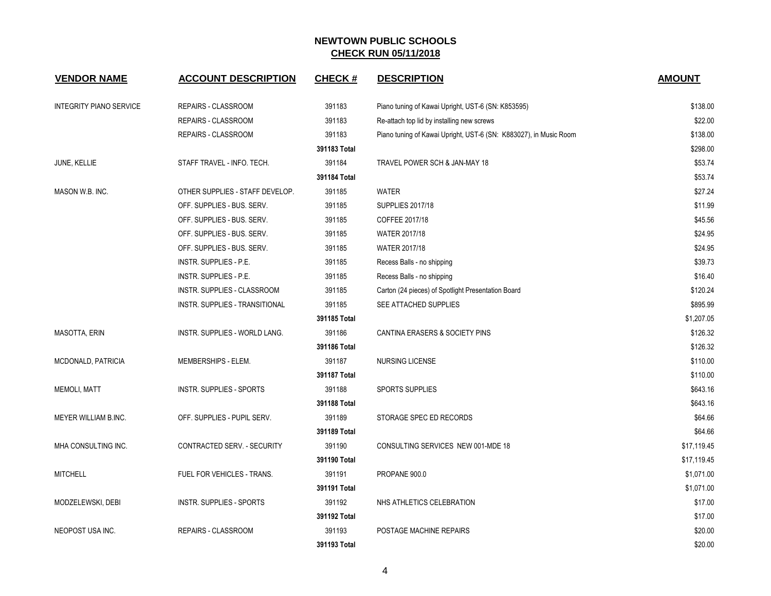## NEWTOWN PUBLIC SCHOOLS
## CHECK RUN 05/11/2018

| VENDOR NAME | ACCOUNT DESCRIPTION | CHECK # | DESCRIPTION | AMOUNT |
|---|---|---|---|---|
| INTEGRITY PIANO SERVICE | REPAIRS - CLASSROOM | 391183 | Piano tuning of Kawai Upright, UST-6 (SN: K853595) | $138.00 |
| | REPAIRS - CLASSROOM | 391183 | Re-attach top lid by installing new screws | $22.00 |
| | REPAIRS - CLASSROOM | 391183 | Piano tuning of Kawai Upright, UST-6 (SN: K883027), in Music Room | $138.00 |
| | | **391183 Total** | | $298.00 |
| JUNE, KELLIE | STAFF TRAVEL - INFO. TECH. | 391184 | TRAVEL POWER SCH & JAN-MAY 18 | $53.74 |
| | | **391184 Total** | | $53.74 |
| MASON W.B. INC. | OTHER SUPPLIES - STAFF DEVELOP. | 391185 | WATER | $27.24 |
| | OFF. SUPPLIES - BUS. SERV. | 391185 | SUPPLIES 2017/18 | $11.99 |
| | OFF. SUPPLIES - BUS. SERV. | 391185 | COFFEE 2017/18 | $45.56 |
| | OFF. SUPPLIES - BUS. SERV. | 391185 | WATER 2017/18 | $24.95 |
| | OFF. SUPPLIES - BUS. SERV. | 391185 | WATER 2017/18 | $24.95 |
| | INSTR. SUPPLIES - P.E. | 391185 | Recess Balls - no shipping | $39.73 |
| | INSTR. SUPPLIES - P.E. | 391185 | Recess Balls - no shipping | $16.40 |
| | INSTR. SUPPLIES - CLASSROOM | 391185 | Carton (24 pieces) of Spotlight Presentation Board | $120.24 |
| | INSTR. SUPPLIES - TRANSITIONAL | 391185 | SEE ATTACHED SUPPLIES | $895.99 |
| | | **391185 Total** | | $1,207.05 |
| MASOTTA, ERIN | INSTR. SUPPLIES - WORLD LANG. | 391186 | CANTINA ERASERS & SOCIETY PINS | $126.32 |
| | | **391186 Total** | | $126.32 |
| MCDONALD, PATRICIA | MEMBERSHIPS - ELEM. | 391187 | NURSING LICENSE | $110.00 |
| | | **391187 Total** | | $110.00 |
| MEMOLI, MATT | INSTR. SUPPLIES - SPORTS | 391188 | SPORTS SUPPLIES | $643.16 |
| | | **391188 Total** | | $643.16 |
| MEYER WILLIAM B.INC. | OFF. SUPPLIES - PUPIL SERV. | 391189 | STORAGE SPEC ED RECORDS | $64.66 |
| | | **391189 Total** | | $64.66 |
| MHA CONSULTING INC. | CONTRACTED SERV. - SECURITY | 391190 | CONSULTING SERVICES NEW 001-MDE 18 | $17,119.45 |
| | | **391190 Total** | | $17,119.45 |
| MITCHELL | FUEL FOR VEHICLES - TRANS. | 391191 | PROPANE 900.0 | $1,071.00 |
| | | **391191 Total** | | $1,071.00 |
| MODZELEWSKI, DEBI | INSTR. SUPPLIES - SPORTS | 391192 | NHS ATHLETICS CELEBRATION | $17.00 |
| | | **391192 Total** | | $17.00 |
| NEOPOST USA INC. | REPAIRS - CLASSROOM | 391193 | POSTAGE MACHINE REPAIRS | $20.00 |
| | | **391193 Total** | | $20.00 |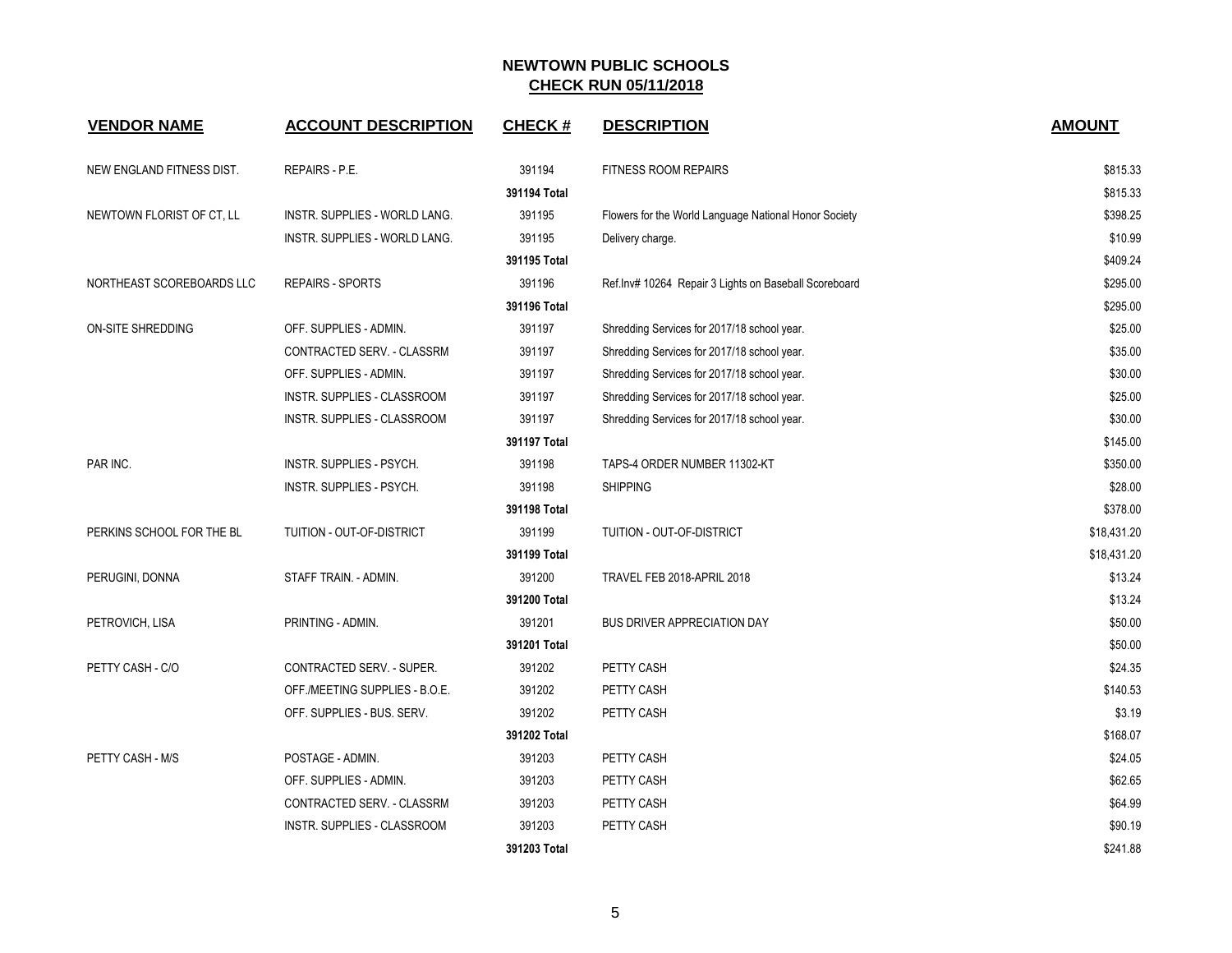## NEWTOWN PUBLIC SCHOOLS
## CHECK RUN 05/11/2018

| VENDOR NAME | ACCOUNT DESCRIPTION | CHECK # | DESCRIPTION | AMOUNT |
|---|---|---|---|---|
| NEW ENGLAND FITNESS DIST. | REPAIRS - P.E. | 391194 | FITNESS ROOM REPAIRS | $815.33 |
| | | 391194 Total | | $815.33 |
| NEWTOWN FLORIST OF CT, LL | INSTR. SUPPLIES - WORLD LANG. | 391195 | Flowers for the World Language National Honor Society | $398.25 |
| | INSTR. SUPPLIES - WORLD LANG. | 391195 | Delivery charge. | $10.99 |
| | | 391195 Total | | $409.24 |
| NORTHEAST SCOREBOARDS LLC | REPAIRS - SPORTS | 391196 | Ref.Inv# 10264 Repair 3 Lights on Baseball Scoreboard | $295.00 |
| | | 391196 Total | | $295.00 |
| ON-SITE SHREDDING | OFF. SUPPLIES - ADMIN. | 391197 | Shredding Services for 2017/18 school year. | $25.00 |
| | CONTRACTED SERV. - CLASSRM | 391197 | Shredding Services for 2017/18 school year. | $35.00 |
| | OFF. SUPPLIES - ADMIN. | 391197 | Shredding Services for 2017/18 school year. | $30.00 |
| | INSTR. SUPPLIES - CLASSROOM | 391197 | Shredding Services for 2017/18 school year. | $25.00 |
| | INSTR. SUPPLIES - CLASSROOM | 391197 | Shredding Services for 2017/18 school year. | $30.00 |
| | | 391197 Total | | $145.00 |
| PAR INC. | INSTR. SUPPLIES - PSYCH. | 391198 | TAPS-4 ORDER NUMBER 11302-KT | $350.00 |
| | INSTR. SUPPLIES - PSYCH. | 391198 | SHIPPING | $28.00 |
| | | 391198 Total | | $378.00 |
| PERKINS SCHOOL FOR THE BL | TUITION - OUT-OF-DISTRICT | 391199 | TUITION - OUT-OF-DISTRICT | $18,431.20 |
| | | 391199 Total | | $18,431.20 |
| PERUGINI, DONNA | STAFF TRAIN. - ADMIN. | 391200 | TRAVEL FEB 2018-APRIL 2018 | $13.24 |
| | | 391200 Total | | $13.24 |
| PETROVICH, LISA | PRINTING - ADMIN. | 391201 | BUS DRIVER APPRECIATION DAY | $50.00 |
| | | 391201 Total | | $50.00 |
| PETTY CASH - C/O | CONTRACTED SERV. - SUPER. | 391202 | PETTY CASH | $24.35 |
| | OFF./MEETING SUPPLIES - B.O.E. | 391202 | PETTY CASH | $140.53 |
| | OFF. SUPPLIES - BUS. SERV. | 391202 | PETTY CASH | $3.19 |
| | | 391202 Total | | $168.07 |
| PETTY CASH - M/S | POSTAGE - ADMIN. | 391203 | PETTY CASH | $24.05 |
| | OFF. SUPPLIES - ADMIN. | 391203 | PETTY CASH | $62.65 |
| | CONTRACTED SERV. - CLASSRM | 391203 | PETTY CASH | $64.99 |
| | INSTR. SUPPLIES - CLASSROOM | 391203 | PETTY CASH | $90.19 |
| | | 391203 Total | | $241.88 |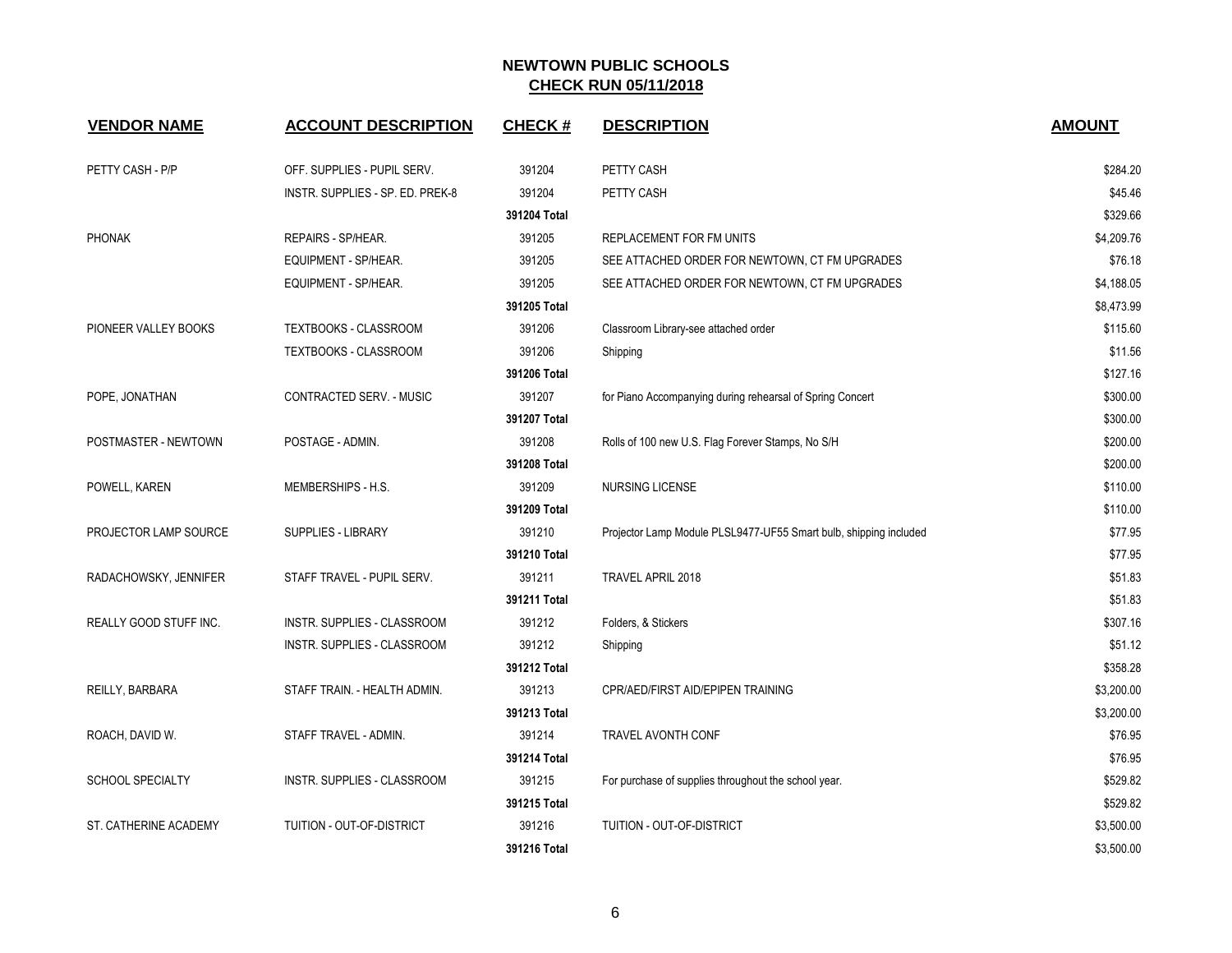## NEWTOWN PUBLIC SCHOOLS
## CHECK RUN 05/11/2018

| VENDOR NAME | ACCOUNT DESCRIPTION | CHECK # | DESCRIPTION | AMOUNT |
|---|---|---|---|---|
| PETTY CASH - P/P | OFF. SUPPLIES - PUPIL SERV. | 391204 | PETTY CASH | $284.20 |
| | INSTR. SUPPLIES - SP. ED. PREK-8 | 391204 | PETTY CASH | $45.46 |
| | | **391204 Total** | | $329.66 |
| PHONAK | REPAIRS - SP/HEAR. | 391205 | REPLACEMENT FOR FM UNITS | $4,209.76 |
| | EQUIPMENT - SP/HEAR. | 391205 | SEE ATTACHED ORDER FOR NEWTOWN, CT FM UPGRADES | $76.18 |
| | EQUIPMENT - SP/HEAR. | 391205 | SEE ATTACHED ORDER FOR NEWTOWN, CT FM UPGRADES | $4,188.05 |
| | | **391205 Total** | | $8,473.99 |
| PIONEER VALLEY BOOKS | TEXTBOOKS - CLASSROOM | 391206 | Classroom Library-see attached order | $115.60 |
| | TEXTBOOKS - CLASSROOM | 391206 | Shipping | $11.56 |
| | | **391206 Total** | | $127.16 |
| POPE, JONATHAN | CONTRACTED SERV. - MUSIC | 391207 | for Piano Accompanying during rehearsal of Spring Concert | $300.00 |
| | | **391207 Total** | | $300.00 |
| POSTMASTER - NEWTOWN | POSTAGE - ADMIN. | 391208 | Rolls of 100 new U.S. Flag Forever Stamps, No S/H | $200.00 |
| | | **391208 Total** | | $200.00 |
| POWELL, KAREN | MEMBERSHIPS - H.S. | 391209 | NURSING LICENSE | $110.00 |
| | | **391209 Total** | | $110.00 |
| PROJECTOR LAMP SOURCE | SUPPLIES - LIBRARY | 391210 | Projector Lamp Module PLSL9477-UF55 Smart bulb, shipping included | $77.95 |
| | | **391210 Total** | | $77.95 |
| RADACHOWSKY, JENNIFER | STAFF TRAVEL - PUPIL SERV. | 391211 | TRAVEL APRIL 2018 | $51.83 |
| | | **391211 Total** | | $51.83 |
| REALLY GOOD STUFF INC. | INSTR. SUPPLIES - CLASSROOM | 391212 | Folders, & Stickers | $307.16 |
| | INSTR. SUPPLIES - CLASSROOM | 391212 | Shipping | $51.12 |
| | | **391212 Total** | | $358.28 |
| REILLY, BARBARA | STAFF TRAIN. - HEALTH ADMIN. | 391213 | CPR/AED/FIRST AID/EPIPEN TRAINING | $3,200.00 |
| | | **391213 Total** | | $3,200.00 |
| ROACH, DAVID W. | STAFF TRAVEL - ADMIN. | 391214 | TRAVEL AVONTH CONF | $76.95 |
| | | **391214 Total** | | $76.95 |
| SCHOOL SPECIALTY | INSTR. SUPPLIES - CLASSROOM | 391215 | For purchase of supplies throughout the school year. | $529.82 |
| | | **391215 Total** | | $529.82 |
| ST. CATHERINE ACADEMY | TUITION - OUT-OF-DISTRICT | 391216 | TUITION - OUT-OF-DISTRICT | $3,500.00 |
| | | **391216 Total** | | $3,500.00 |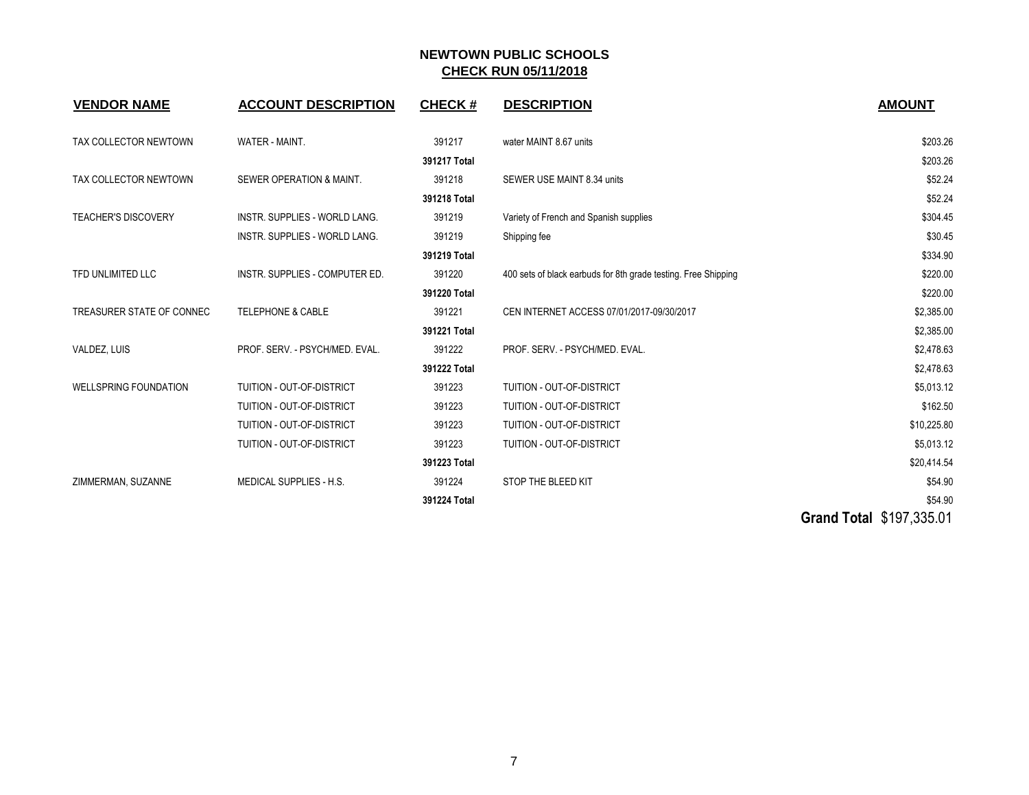**NEWTOWN PUBLIC SCHOOLS**
**CHECK RUN 05/11/2018**

| VENDOR NAME | ACCOUNT DESCRIPTION | CHECK # | DESCRIPTION | AMOUNT |
|---|---|---|---|---|
| TAX COLLECTOR NEWTOWN | WATER - MAINT. | 391217 | water MAINT 8.67 units | $203.26 |
| | | **391217 Total** | | $203.26 |
| TAX COLLECTOR NEWTOWN | SEWER OPERATION & MAINT. | 391218 | SEWER USE MAINT 8.34 units | $52.24 |
| | | **391218 Total** | | $52.24 |
| TEACHER'S DISCOVERY | INSTR. SUPPLIES - WORLD LANG. | 391219 | Variety of French and Spanish supplies | $304.45 |
| | INSTR. SUPPLIES - WORLD LANG. | 391219 | Shipping fee | $30.45 |
| | | **391219 Total** | | $334.90 |
| TFD UNLIMITED LLC | INSTR. SUPPLIES - COMPUTER ED. | 391220 | 400 sets of black earbuds for 8th grade testing. Free Shipping | $220.00 |
| | | **391220 Total** | | $220.00 |
| TREASURER STATE OF CONNEC | TELEPHONE & CABLE | 391221 | CEN INTERNET ACCESS 07/01/2017-09/30/2017 | $2,385.00 |
| | | **391221 Total** | | $2,385.00 |
| VALDEZ, LUIS | PROF. SERV. - PSYCH/MED. EVAL. | 391222 | PROF. SERV. - PSYCH/MED. EVAL. | $2,478.63 |
| | | **391222 Total** | | $2,478.63 |
| WELLSPRING FOUNDATION | TUITION - OUT-OF-DISTRICT | 391223 | TUITION - OUT-OF-DISTRICT | $5,013.12 |
| | TUITION - OUT-OF-DISTRICT | 391223 | TUITION - OUT-OF-DISTRICT | $162.50 |
| | TUITION - OUT-OF-DISTRICT | 391223 | TUITION - OUT-OF-DISTRICT | $10,225.80 |
| | TUITION - OUT-OF-DISTRICT | 391223 | TUITION - OUT-OF-DISTRICT | $5,013.12 |
| | | **391223 Total** | | $20,414.54 |
| ZIMMERMAN, SUZANNE | MEDICAL SUPPLIES - H.S. | 391224 | STOP THE BLEED KIT | $54.90 |
| | | **391224 Total** | | $54.90 |
| | | | **Grand Total** | $197,335.01 |